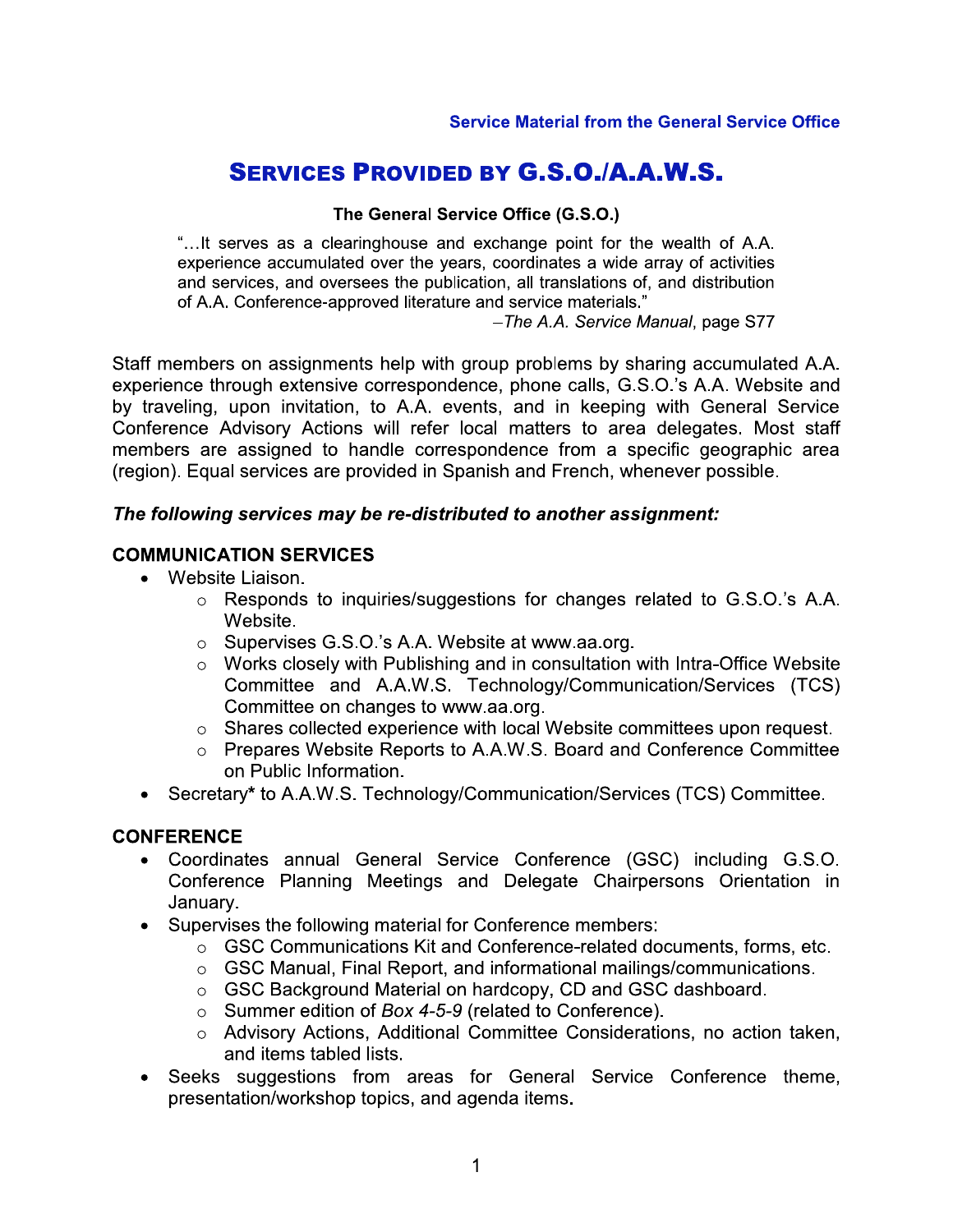**Service Material from the General Service Office**

# SERVICES PROVIDED BY G.S.O./A.A.W.S.

**The General Service Office (G.S.O.)**

> "…It serves as a clearinghouse and exchange point for the wealth of A.A. experience accumulated over the years, coordinates a wide array of activities and services, and oversees the publication, all translations of, and distribution of A.A. Conference-approved literature and service materials."
>
> –*The A.A. Service Manual*, page S77

Staff members on assignments help with group problems by sharing accumulated A.A. experience through extensive correspondence, phone calls, G.S.O.'s A.A. Website and by traveling, upon invitation, to A.A. events, and in keeping with General Service Conference Advisory Actions will refer local matters to area delegates. Most staff members are assigned to handle correspondence from a specific geographic area (region). Equal services are provided in Spanish and French, whenever possible.

***The following services may be re-distributed to another assignment:***

## COMMUNICATION SERVICES

- Website Liaison.
  - Responds to inquiries/suggestions for changes related to G.S.O.'s A.A. Website.
  - Supervises G.S.O.'s A.A. Website at www.aa.org.
  - Works closely with Publishing and in consultation with Intra-Office Website Committee and A.A.W.S. Technology/Communication/Services (TCS) Committee on changes to www.aa.org.
  - Shares collected experience with local Website committees upon request.
  - Prepares Website Reports to A.A.W.S. Board and Conference Committee on Public Information.
- Secretary* to A.A.W.S. Technology/Communication/Services (TCS) Committee.

## CONFERENCE

- Coordinates annual General Service Conference (GSC) including G.S.O. Conference Planning Meetings and Delegate Chairpersons Orientation in January.
- Supervises the following material for Conference members:
  - GSC Communications Kit and Conference-related documents, forms, etc.
  - GSC Manual, Final Report, and informational mailings/communications.
  - GSC Background Material on hardcopy, CD and GSC dashboard.
  - Summer edition of *Box 4-5-9* (related to Conference).
  - Advisory Actions, Additional Committee Considerations, no action taken, and items tabled lists.
- Seeks suggestions from areas for General Service Conference theme, presentation/workshop topics, and agenda items.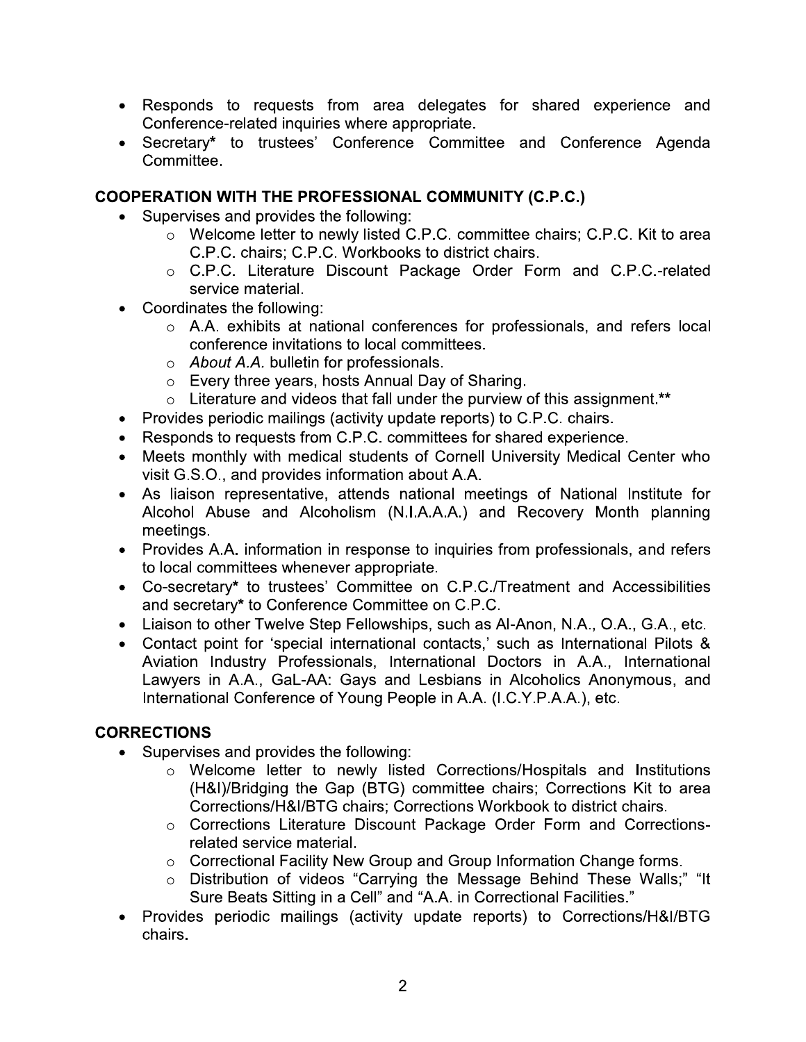- Responds to requests from area delegates for shared experience and Conference-related inquiries where appropriate.
- Secretary* to trustees' Conference Committee and Conference Agenda Committee.

## COOPERATION WITH THE PROFESSIONAL COMMUNITY (C.P.C.)

- Supervises and provides the following:
  - Welcome letter to newly listed C.P.C. committee chairs; C.P.C. Kit to area C.P.C. chairs; C.P.C. Workbooks to district chairs.
  - C.P.C. Literature Discount Package Order Form and C.P.C.-related service material.
- Coordinates the following:
  - A.A. exhibits at national conferences for professionals, and refers local conference invitations to local committees.
  - *About A.A.* bulletin for professionals.
  - Every three years, hosts Annual Day of Sharing.
  - Literature and videos that fall under the purview of this assignment.**
- Provides periodic mailings (activity update reports) to C.P.C. chairs.
- Responds to requests from C.P.C. committees for shared experience.
- Meets monthly with medical students of Cornell University Medical Center who visit G.S.O., and provides information about A.A.
- As liaison representative, attends national meetings of National Institute for Alcohol Abuse and Alcoholism (N.I.A.A.A.) and Recovery Month planning meetings.
- Provides A.A. information in response to inquiries from professionals, and refers to local committees whenever appropriate.
- Co-secretary* to trustees' Committee on C.P.C./Treatment and Accessibilities and secretary* to Conference Committee on C.P.C.
- Liaison to other Twelve Step Fellowships, such as Al-Anon, N.A., O.A., G.A., etc.
- Contact point for 'special international contacts,' such as International Pilots & Aviation Industry Professionals, International Doctors in A.A., International Lawyers in A.A., GaL-AA: Gays and Lesbians in Alcoholics Anonymous, and International Conference of Young People in A.A. (I.C.Y.P.A.A.), etc.

## CORRECTIONS

- Supervises and provides the following:
  - Welcome letter to newly listed Corrections/Hospitals and Institutions (H&I)/Bridging the Gap (BTG) committee chairs; Corrections Kit to area Corrections/H&I/BTG chairs; Corrections Workbook to district chairs.
  - Corrections Literature Discount Package Order Form and Corrections-related service material.
  - Correctional Facility New Group and Group Information Change forms.
  - Distribution of videos "Carrying the Message Behind These Walls;" "It Sure Beats Sitting in a Cell" and "A.A. in Correctional Facilities."
- Provides periodic mailings (activity update reports) to Corrections/H&I/BTG chairs.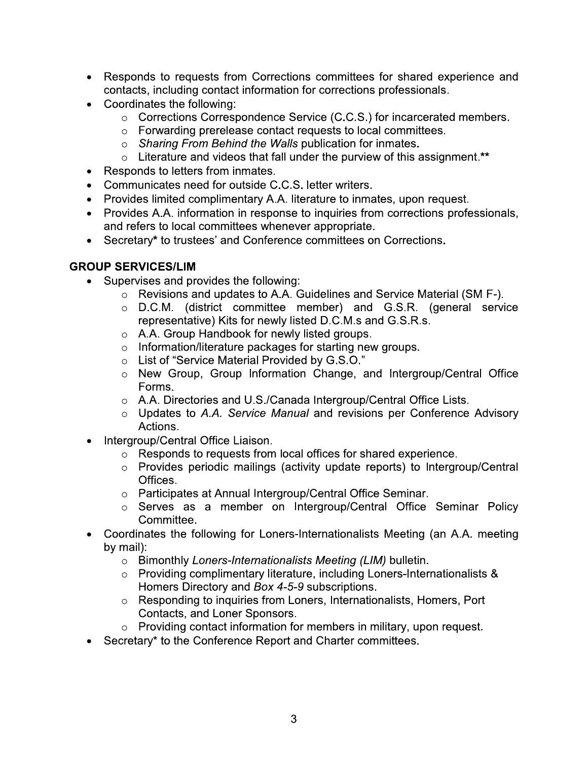- Responds to requests from Corrections committees for shared experience and contacts, including contact information for corrections professionals.
- Coordinates the following:
  - Corrections Correspondence Service (C.C.S.) for incarcerated members.
  - Forwarding prerelease contact requests to local committees.
  - *Sharing From Behind the Walls* publication for inmates.
  - Literature and videos that fall under the purview of this assignment.**
- Responds to letters from inmates.
- Communicates need for outside C.C.S. letter writers.
- Provides limited complimentary A.A. literature to inmates, upon request.
- Provides A.A. information in response to inquiries from corrections professionals, and refers to local committees whenever appropriate.
- Secretary* to trustees' and Conference committees on Corrections.

**GROUP SERVICES/LIM**

- Supervises and provides the following:
  - Revisions and updates to A.A. Guidelines and Service Material (SM F-).
  - D.C.M. (district committee member) and G.S.R. (general service representative) Kits for newly listed D.C.M.s and G.S.R.s.
  - A.A. Group Handbook for newly listed groups.
  - Information/literature packages for starting new groups.
  - List of "Service Material Provided by G.S.O."
  - New Group, Group Information Change, and Intergroup/Central Office Forms.
  - A.A. Directories and U.S./Canada Intergroup/Central Office Lists.
  - Updates to *A.A. Service Manual* and revisions per Conference Advisory Actions.
- Intergroup/Central Office Liaison.
  - Responds to requests from local offices for shared experience.
  - Provides periodic mailings (activity update reports) to Intergroup/Central Offices.
  - Participates at Annual Intergroup/Central Office Seminar.
  - Serves as a member on Intergroup/Central Office Seminar Policy Committee.
- Coordinates the following for Loners-Internationalists Meeting (an A.A. meeting by mail):
  - Bimonthly *Loners-Internationalists Meeting (LIM)* bulletin.
  - Providing complimentary literature, including Loners-Internationalists & Homers Directory and *Box 4-5-9* subscriptions.
  - Responding to inquiries from Loners, Internationalists, Homers, Port Contacts, and Loner Sponsors.
  - Providing contact information for members in military, upon request.
- Secretary* to the Conference Report and Charter committees.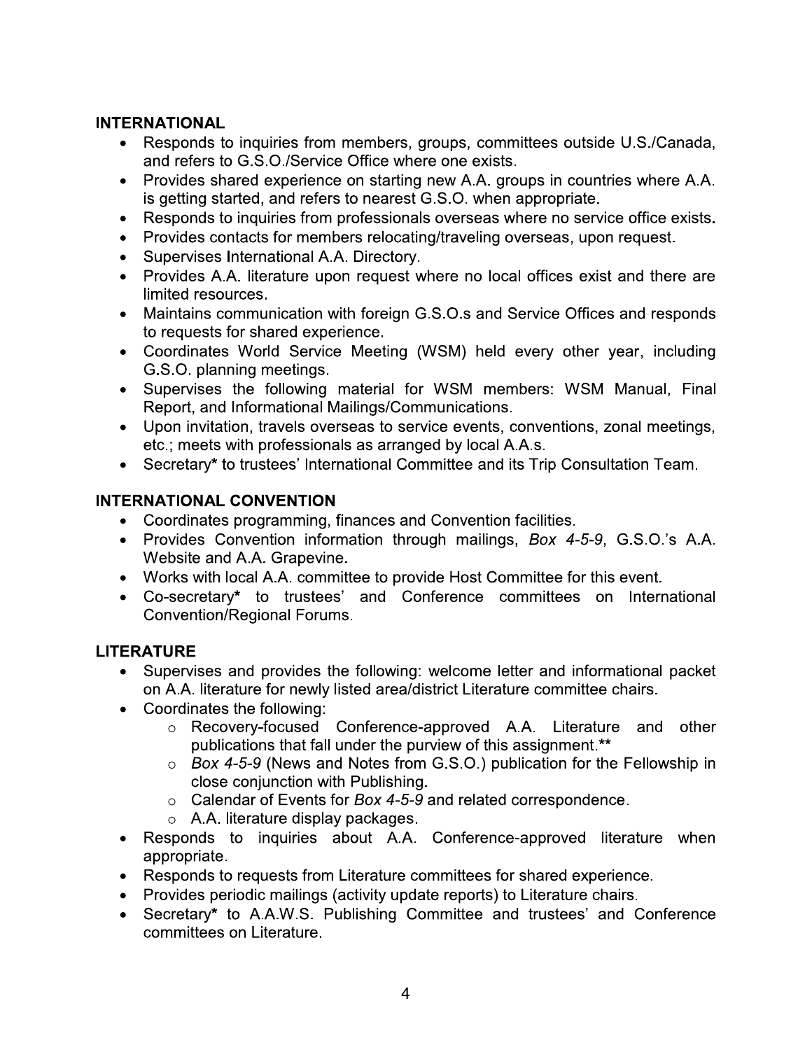**INTERNATIONAL**

- Responds to inquiries from members, groups, committees outside U.S./Canada, and refers to G.S.O./Service Office where one exists.
- Provides shared experience on starting new A.A. groups in countries where A.A. is getting started, and refers to nearest G.S.O. when appropriate.
- Responds to inquiries from professionals overseas where no service office exists.
- Provides contacts for members relocating/traveling overseas, upon request.
- Supervises International A.A. Directory.
- Provides A.A. literature upon request where no local offices exist and there are limited resources.
- Maintains communication with foreign G.S.O.s and Service Offices and responds to requests for shared experience.
- Coordinates World Service Meeting (WSM) held every other year, including G.S.O. planning meetings.
- Supervises the following material for WSM members: WSM Manual, Final Report, and Informational Mailings/Communications.
- Upon invitation, travels overseas to service events, conventions, zonal meetings, etc.; meets with professionals as arranged by local A.A.s.
- Secretary* to trustees' International Committee and its Trip Consultation Team.

**INTERNATIONAL CONVENTION**

- Coordinates programming, finances and Convention facilities.
- Provides Convention information through mailings, *Box 4-5-9*, G.S.O.'s A.A. Website and A.A. Grapevine.
- Works with local A.A. committee to provide Host Committee for this event.
- Co-secretary* to trustees' and Conference committees on International Convention/Regional Forums.

**LITERATURE**

- Supervises and provides the following: welcome letter and informational packet on A.A. literature for newly listed area/district Literature committee chairs.
- Coordinates the following:
    - Recovery-focused Conference-approved A.A. Literature and other publications that fall under the purview of this assignment.**
    - *Box 4-5-9* (News and Notes from G.S.O.) publication for the Fellowship in close conjunction with Publishing.
    - Calendar of Events for *Box 4-5-9* and related correspondence.
    - A.A. literature display packages.
- Responds to inquiries about A.A. Conference-approved literature when appropriate.
- Responds to requests from Literature committees for shared experience.
- Provides periodic mailings (activity update reports) to Literature chairs.
- Secretary* to A.A.W.S. Publishing Committee and trustees' and Conference committees on Literature.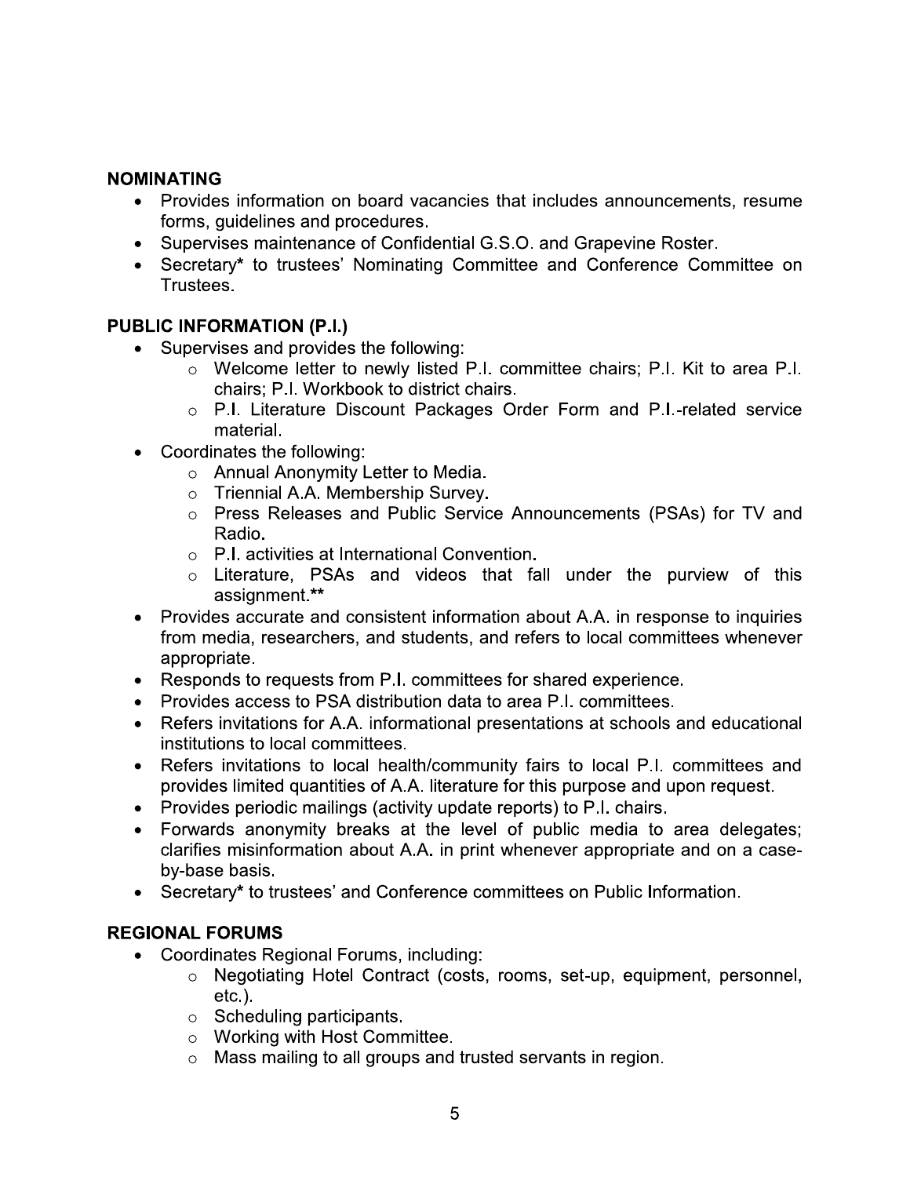**NOMINATING**

- Provides information on board vacancies that includes announcements, resume forms, guidelines and procedures.
- Supervises maintenance of Confidential G.S.O. and Grapevine Roster.
- Secretary* to trustees' Nominating Committee and Conference Committee on Trustees.

**PUBLIC INFORMATION (P.I.)**

- Supervises and provides the following:
  - Welcome letter to newly listed P.I. committee chairs; P.I. Kit to area P.I. chairs; P.I. Workbook to district chairs.
  - P.I. Literature Discount Packages Order Form and P.I.-related service material.
- Coordinates the following:
  - Annual Anonymity Letter to Media.
  - Triennial A.A. Membership Survey.
  - Press Releases and Public Service Announcements (PSAs) for TV and Radio.
  - P.I. activities at International Convention.
  - Literature, PSAs and videos that fall under the purview of this assignment.**
- Provides accurate and consistent information about A.A. in response to inquiries from media, researchers, and students, and refers to local committees whenever appropriate.
- Responds to requests from P.I. committees for shared experience.
- Provides access to PSA distribution data to area P.I. committees.
- Refers invitations for A.A. informational presentations at schools and educational institutions to local committees.
- Refers invitations to local health/community fairs to local P.I. committees and provides limited quantities of A.A. literature for this purpose and upon request.
- Provides periodic mailings (activity update reports) to P.I. chairs.
- Forwards anonymity breaks at the level of public media to area delegates; clarifies misinformation about A.A. in print whenever appropriate and on a case-by-base basis.
- Secretary* to trustees' and Conference committees on Public Information.

**REGIONAL FORUMS**

- Coordinates Regional Forums, including:
  - Negotiating Hotel Contract (costs, rooms, set-up, equipment, personnel, etc.).
  - Scheduling participants.
  - Working with Host Committee.
  - Mass mailing to all groups and trusted servants in region.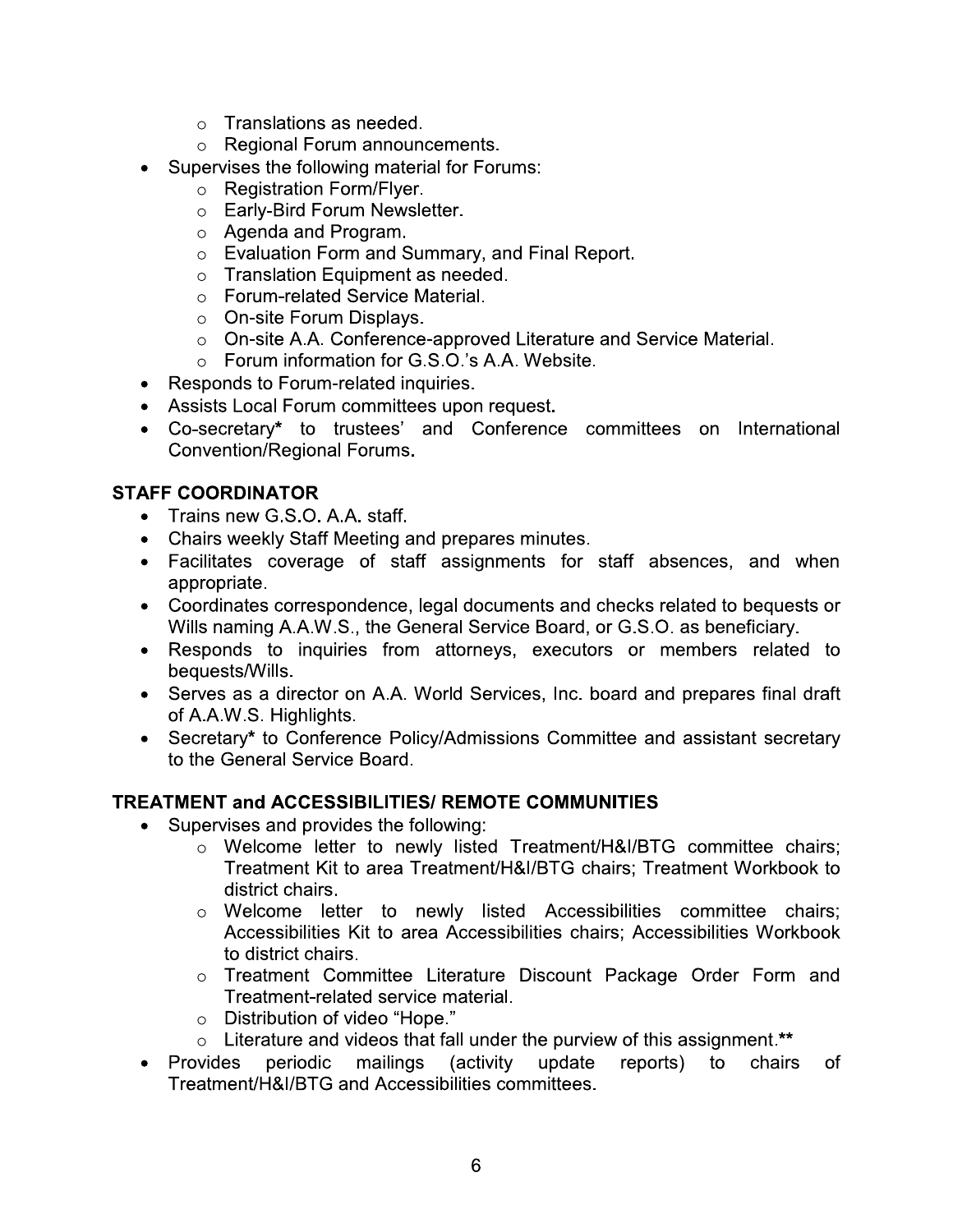- Translations as needed.
  - Regional Forum announcements.
- Supervises the following material for Forums:
  - Registration Form/Flyer.
  - Early-Bird Forum Newsletter.
  - Agenda and Program.
  - Evaluation Form and Summary, and Final Report.
  - Translation Equipment as needed.
  - Forum-related Service Material.
  - On-site Forum Displays.
  - On-site A.A. Conference-approved Literature and Service Material.
  - Forum information for G.S.O.'s A.A. Website.
- Responds to Forum-related inquiries.
- Assists Local Forum committees upon request.
- Co-secretary* to trustees' and Conference committees on International Convention/Regional Forums.

**STAFF COORDINATOR**

- Trains new G.S.O. A.A. staff.
- Chairs weekly Staff Meeting and prepares minutes.
- Facilitates coverage of staff assignments for staff absences, and when appropriate.
- Coordinates correspondence, legal documents and checks related to bequests or Wills naming A.A.W.S., the General Service Board, or G.S.O. as beneficiary.
- Responds to inquiries from attorneys, executors or members related to bequests/Wills.
- Serves as a director on A.A. World Services, Inc. board and prepares final draft of A.A.W.S. Highlights.
- Secretary* to Conference Policy/Admissions Committee and assistant secretary to the General Service Board.

**TREATMENT and ACCESSIBILITIES/ REMOTE COMMUNITIES**

- Supervises and provides the following:
  - Welcome letter to newly listed Treatment/H&I/BTG committee chairs; Treatment Kit to area Treatment/H&I/BTG chairs; Treatment Workbook to district chairs.
  - Welcome letter to newly listed Accessibilities committee chairs; Accessibilities Kit to area Accessibilities chairs; Accessibilities Workbook to district chairs.
  - Treatment Committee Literature Discount Package Order Form and Treatment-related service material.
  - Distribution of video "Hope."
  - Literature and videos that fall under the purview of this assignment.**
- Provides periodic mailings (activity update reports) to chairs of Treatment/H&I/BTG and Accessibilities committees.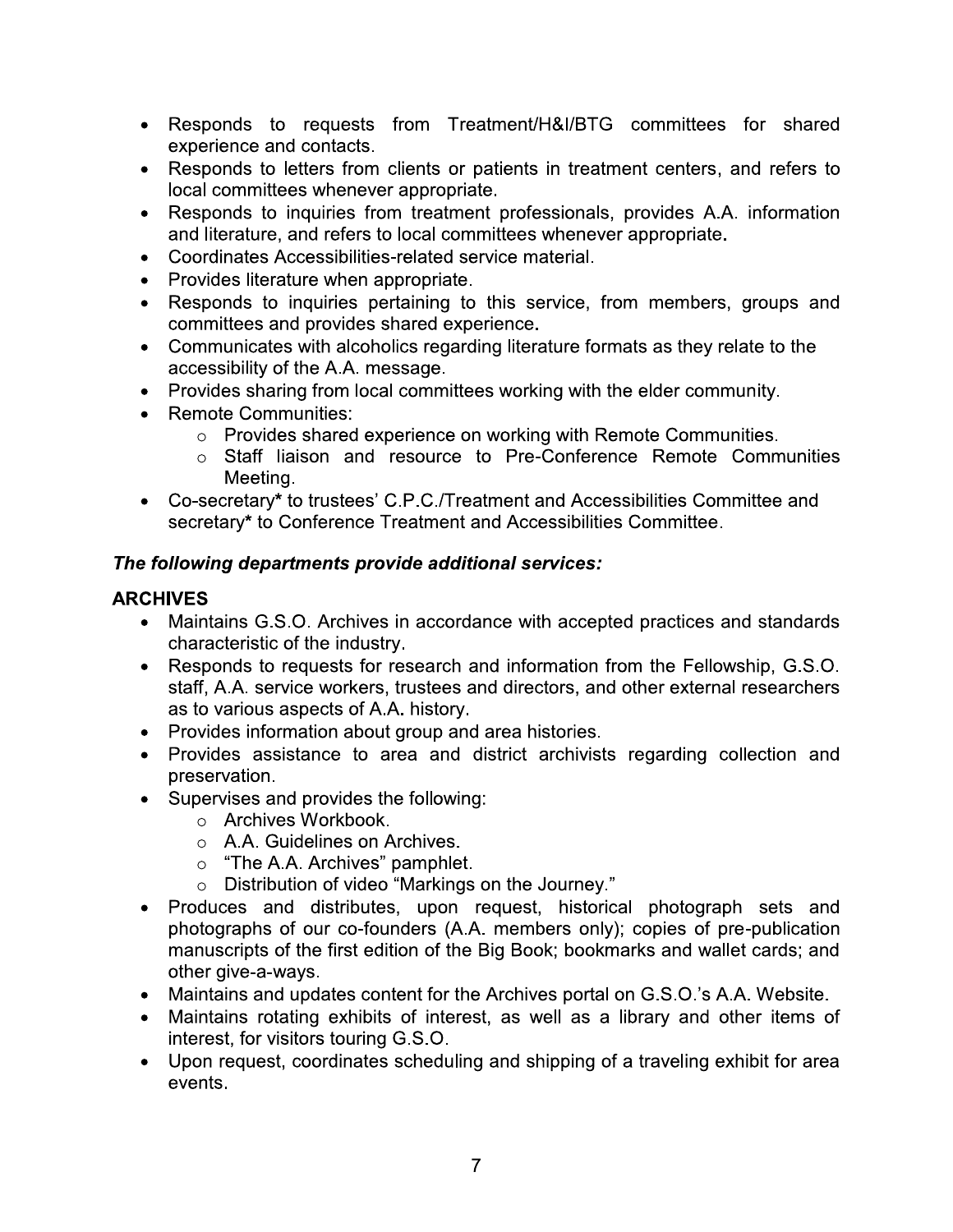- Responds to requests from Treatment/H&I/BTG committees for shared experience and contacts.
- Responds to letters from clients or patients in treatment centers, and refers to local committees whenever appropriate.
- Responds to inquiries from treatment professionals, provides A.A. information and literature, and refers to local committees whenever appropriate.
- Coordinates Accessibilities-related service material.
- Provides literature when appropriate.
- Responds to inquiries pertaining to this service, from members, groups and committees and provides shared experience.
- Communicates with alcoholics regarding literature formats as they relate to the accessibility of the A.A. message.
- Provides sharing from local committees working with the elder community.
- Remote Communities:
  - Provides shared experience on working with Remote Communities.
  - Staff liaison and resource to Pre-Conference Remote Communities Meeting.
- Co-secretary* to trustees' C.P.C./Treatment and Accessibilities Committee and secretary* to Conference Treatment and Accessibilities Committee.

***The following departments provide additional services:***

**ARCHIVES**

- Maintains G.S.O. Archives in accordance with accepted practices and standards characteristic of the industry.
- Responds to requests for research and information from the Fellowship, G.S.O. staff, A.A. service workers, trustees and directors, and other external researchers as to various aspects of A.A. history.
- Provides information about group and area histories.
- Provides assistance to area and district archivists regarding collection and preservation.
- Supervises and provides the following:
  - Archives Workbook.
  - A.A. Guidelines on Archives.
  - "The A.A. Archives" pamphlet.
  - Distribution of video "Markings on the Journey."
- Produces and distributes, upon request, historical photograph sets and photographs of our co-founders (A.A. members only); copies of pre-publication manuscripts of the first edition of the Big Book; bookmarks and wallet cards; and other give-a-ways.
- Maintains and updates content for the Archives portal on G.S.O.'s A.A. Website.
- Maintains rotating exhibits of interest, as well as a library and other items of interest, for visitors touring G.S.O.
- Upon request, coordinates scheduling and shipping of a traveling exhibit for area events.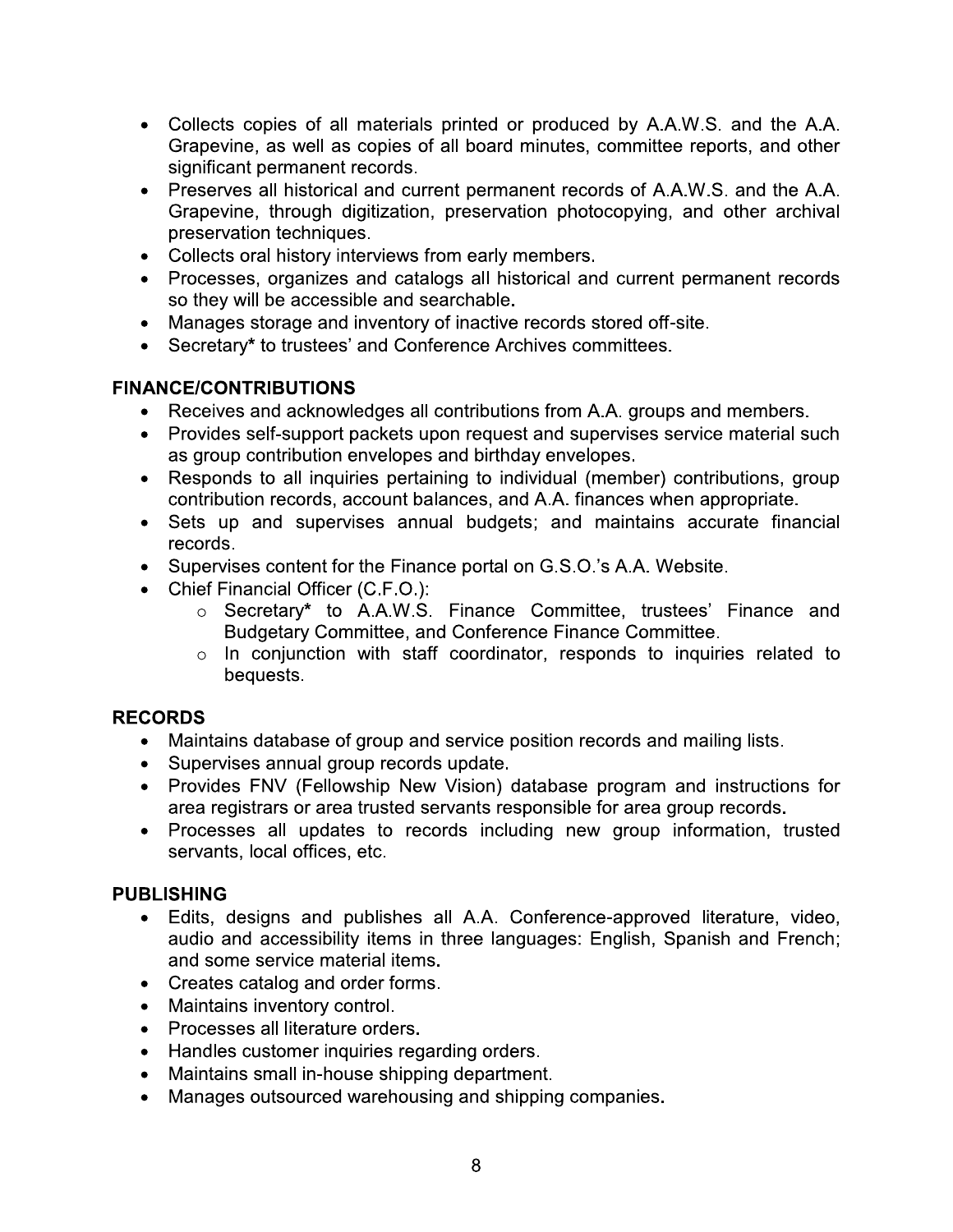- Collects copies of all materials printed or produced by A.A.W.S. and the A.A. Grapevine, as well as copies of all board minutes, committee reports, and other significant permanent records.
- Preserves all historical and current permanent records of A.A.W.S. and the A.A. Grapevine, through digitization, preservation photocopying, and other archival preservation techniques.
- Collects oral history interviews from early members.
- Processes, organizes and catalogs all historical and current permanent records so they will be accessible and searchable.
- Manages storage and inventory of inactive records stored off-site.
- Secretary* to trustees' and Conference Archives committees.

**FINANCE/CONTRIBUTIONS**

- Receives and acknowledges all contributions from A.A. groups and members.
- Provides self-support packets upon request and supervises service material such as group contribution envelopes and birthday envelopes.
- Responds to all inquiries pertaining to individual (member) contributions, group contribution records, account balances, and A.A. finances when appropriate.
- Sets up and supervises annual budgets; and maintains accurate financial records.
- Supervises content for the Finance portal on G.S.O.'s A.A. Website.
- Chief Financial Officer (C.F.O.):
  - Secretary* to A.A.W.S. Finance Committee, trustees' Finance and Budgetary Committee, and Conference Finance Committee.
  - In conjunction with staff coordinator, responds to inquiries related to bequests.

**RECORDS**

- Maintains database of group and service position records and mailing lists.
- Supervises annual group records update.
- Provides FNV (Fellowship New Vision) database program and instructions for area registrars or area trusted servants responsible for area group records.
- Processes all updates to records including new group information, trusted servants, local offices, etc.

**PUBLISHING**

- Edits, designs and publishes all A.A. Conference-approved literature, video, audio and accessibility items in three languages: English, Spanish and French; and some service material items.
- Creates catalog and order forms.
- Maintains inventory control.
- Processes all literature orders.
- Handles customer inquiries regarding orders.
- Maintains small in-house shipping department.
- Manages outsourced warehousing and shipping companies.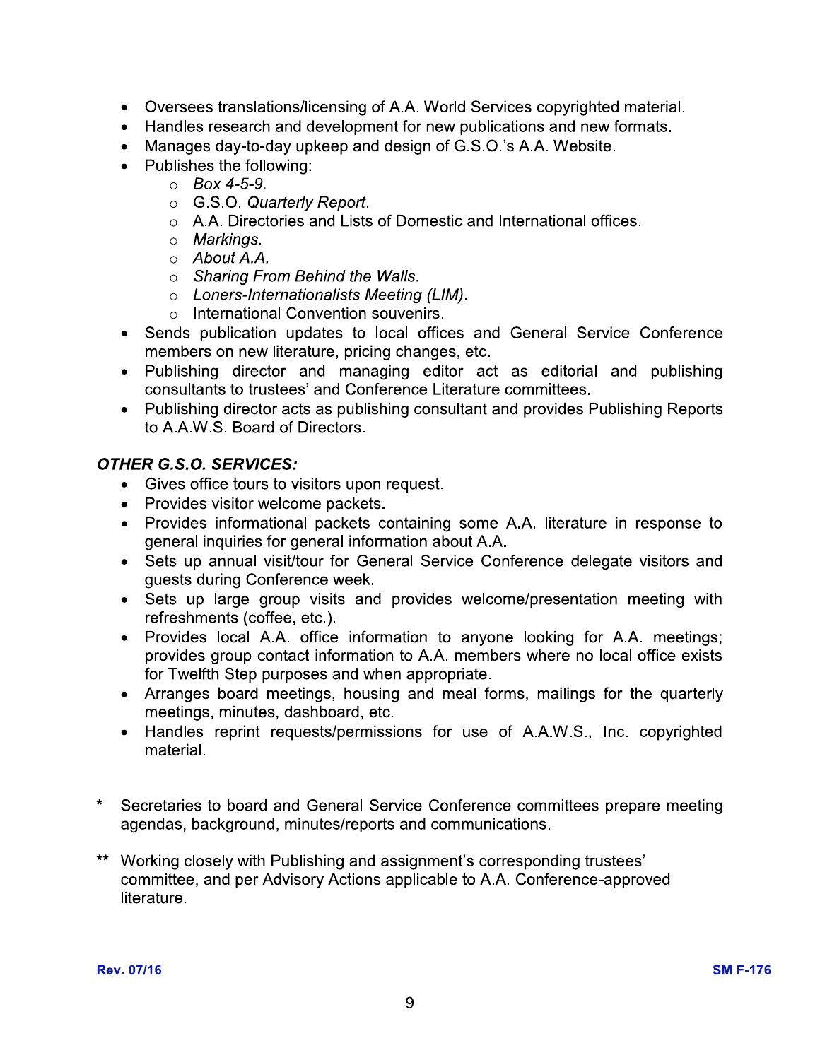- Oversees translations/licensing of A.A. World Services copyrighted material.
- Handles research and development for new publications and new formats.
- Manages day-to-day upkeep and design of G.S.O.'s A.A. Website.
- Publishes the following:
  - *Box 4-5-9.*
  - G.S.O. *Quarterly Report*.
  - A.A. Directories and Lists of Domestic and International offices.
  - *Markings.*
  - *About A.A.*
  - *Sharing From Behind the Walls.*
  - *Loners-Internationalists Meeting (LIM)*.
  - International Convention souvenirs.
- Sends publication updates to local offices and General Service Conference members on new literature, pricing changes, etc.
- Publishing director and managing editor act as editorial and publishing consultants to trustees' and Conference Literature committees.
- Publishing director acts as publishing consultant and provides Publishing Reports to A.A.W.S. Board of Directors.

***OTHER G.S.O. SERVICES:***

- Gives office tours to visitors upon request.
- Provides visitor welcome packets.
- Provides informational packets containing some A.A. literature in response to general inquiries for general information about A.A.
- Sets up annual visit/tour for General Service Conference delegate visitors and guests during Conference week.
- Sets up large group visits and provides welcome/presentation meeting with refreshments (coffee, etc.).
- Provides local A.A. office information to anyone looking for A.A. meetings; provides group contact information to A.A. members where no local office exists for Twelfth Step purposes and when appropriate.
- Arranges board meetings, housing and meal forms, mailings for the quarterly meetings, minutes, dashboard, etc.
- Handles reprint requests/permissions for use of A.A.W.S., Inc. copyrighted material.

\* Secretaries to board and General Service Conference committees prepare meeting agendas, background, minutes/reports and communications.

\*\* Working closely with Publishing and assignment's corresponding trustees' committee, and per Advisory Actions applicable to A.A. Conference-approved literature.

Rev. 07/16 SM F-176